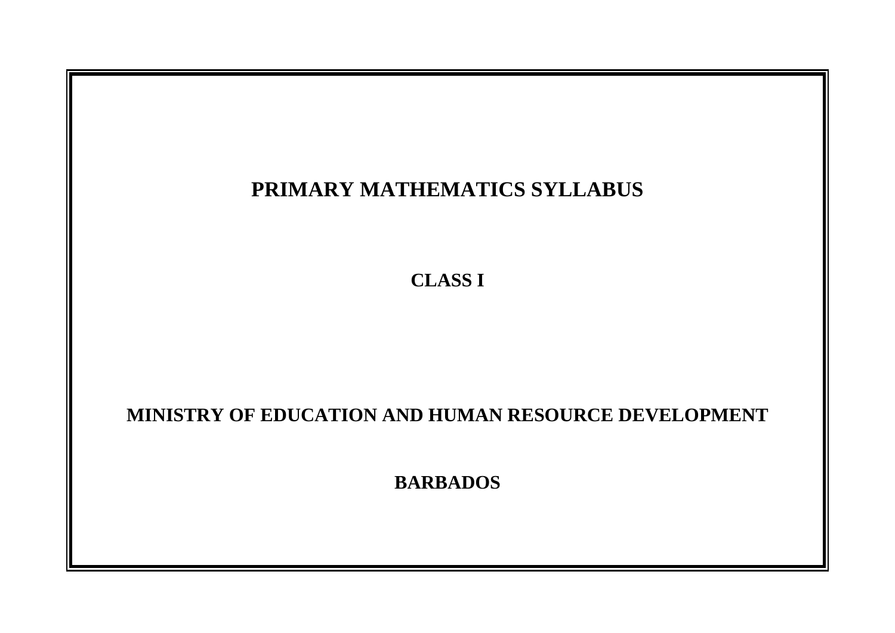# PRIMARY MATHEMATICS SYLLABUS

## CLASS I

## MINISTRY OF EDUCATION AND HUMAN RESOURCE DEVELOPMENT

## BARBADOS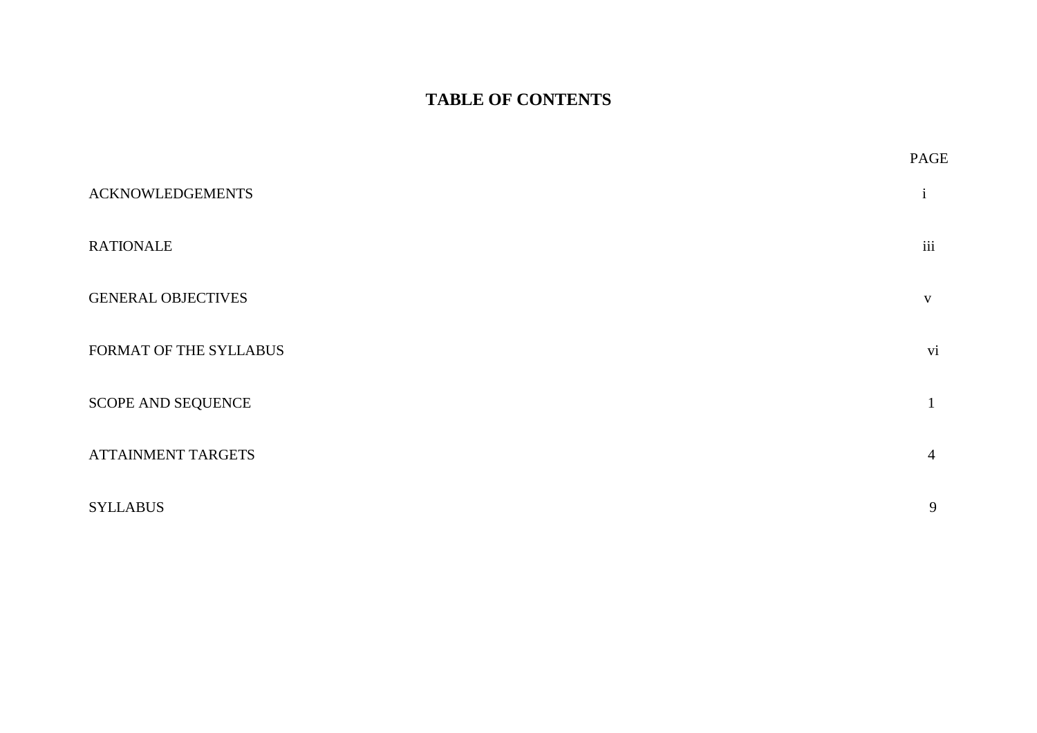# TABLE OF CONTENTS

| | PAGE |
|---|---|
| ACKNOWLEDGEMENTS | i |
| RATIONALE | iii |
| GENERAL OBJECTIVES | v |
| FORMAT OF THE SYLLABUS | vi |
| SCOPE AND SEQUENCE | 1 |
| ATTAINMENT TARGETS | 4 |
| SYLLABUS | 9 |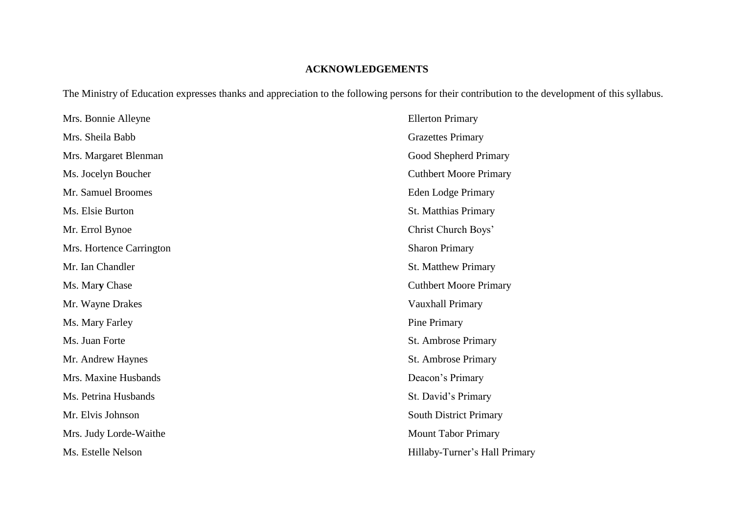## ACKNOWLEDGEMENTS

The Ministry of Education expresses thanks and appreciation to the following persons for their contribution to the development of this syllabus.

| | |
|---|---|
| Mrs. Bonnie Alleyne | Ellerton Primary |
| Mrs. Sheila Babb | Grazettes Primary |
| Mrs. Margaret Blenman | Good Shepherd Primary |
| Ms. Jocelyn Boucher | Cuthbert Moore Primary |
| Mr. Samuel Broomes | Eden Lodge Primary |
| Ms. Elsie Burton | St. Matthias Primary |
| Mr. Errol Bynoe | Christ Church Boys' |
| Mrs. Hortence Carrington | Sharon Primary |
| Mr. Ian Chandler | St. Matthew Primary |
| Ms. Mary Chase | Cuthbert Moore Primary |
| Mr. Wayne Drakes | Vauxhall Primary |
| Ms. Mary Farley | Pine Primary |
| Ms. Juan Forte | St. Ambrose Primary |
| Mr. Andrew Haynes | St. Ambrose Primary |
| Mrs. Maxine Husbands | Deacon's Primary |
| Ms. Petrina Husbands | St. David's Primary |
| Mr. Elvis Johnson | South District Primary |
| Mrs. Judy Lorde-Waithe | Mount Tabor Primary |
| Ms. Estelle Nelson | Hillaby-Turner's Hall Primary |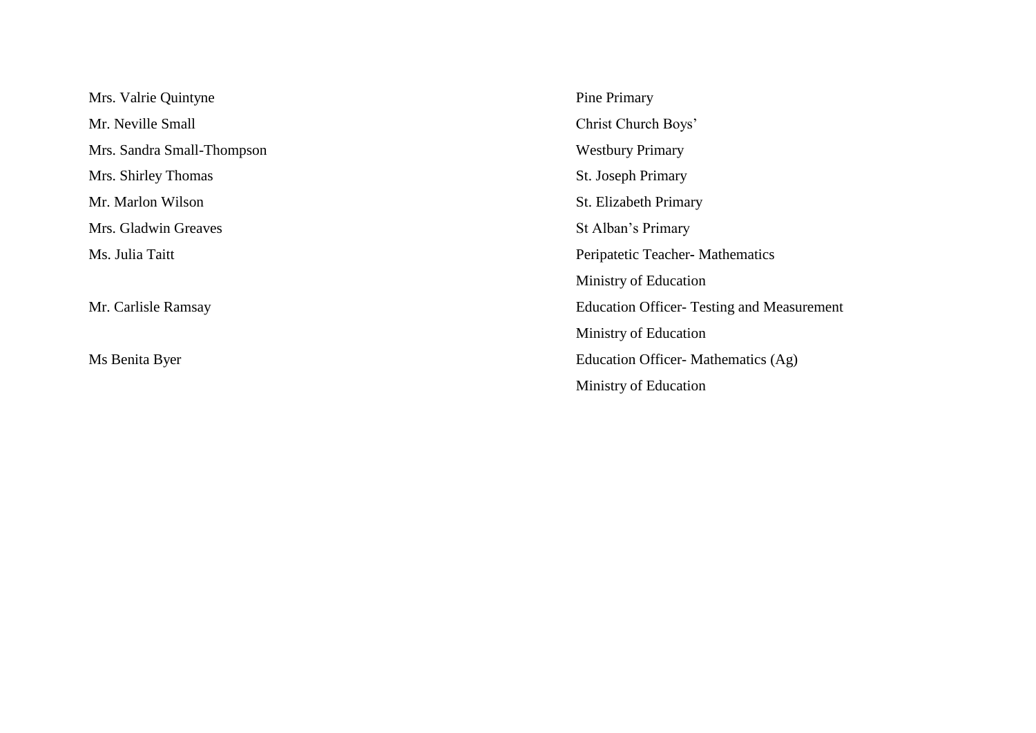| | |
|---|---|
| Mrs. Valrie Quintyne | Pine Primary |
| Mr. Neville Small | Christ Church Boys’ |
| Mrs. Sandra Small-Thompson | Westbury Primary |
| Mrs. Shirley Thomas | St. Joseph Primary |
| Mr. Marlon Wilson | St. Elizabeth Primary |
| Mrs. Gladwin Greaves | St Alban’s Primary |
| Ms. Julia Taitt | Peripatetic Teacher- Mathematics<br>Ministry of Education |
| Mr. Carlisle Ramsay | Education Officer- Testing and Measurement<br>Ministry of Education |
| Ms Benita Byer | Education Officer- Mathematics (Ag)<br>Ministry of Education |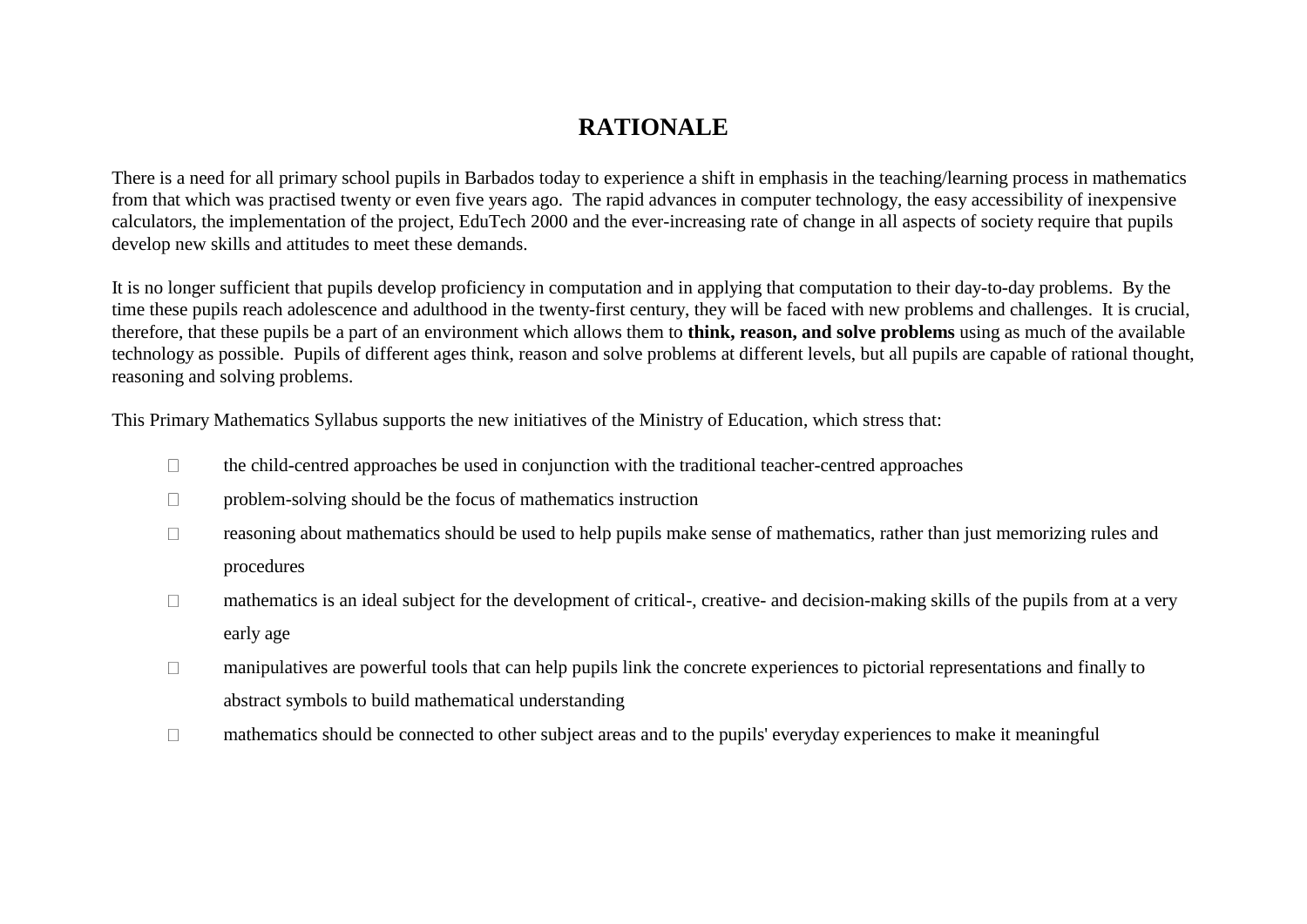# RATIONALE

There is a need for all primary school pupils in Barbados today to experience a shift in emphasis in the teaching/learning process in mathematics from that which was practised twenty or even five years ago. The rapid advances in computer technology, the easy accessibility of inexpensive calculators, the implementation of the project, EduTech 2000 and the ever-increasing rate of change in all aspects of society require that pupils develop new skills and attitudes to meet these demands.

It is no longer sufficient that pupils develop proficiency in computation and in applying that computation to their day-to-day problems. By the time these pupils reach adolescence and adulthood in the twenty-first century, they will be faced with new problems and challenges. It is crucial, therefore, that these pupils be a part of an environment which allows them to **think, reason, and solve problems** using as much of the available technology as possible. Pupils of different ages think, reason and solve problems at different levels, but all pupils are capable of rational thought, reasoning and solving problems.

This Primary Mathematics Syllabus supports the new initiatives of the Ministry of Education, which stress that:

- the child-centred approaches be used in conjunction with the traditional teacher-centred approaches
- problem-solving should be the focus of mathematics instruction
- reasoning about mathematics should be used to help pupils make sense of mathematics, rather than just memorizing rules and procedures
- mathematics is an ideal subject for the development of critical-, creative- and decision-making skills of the pupils from at a very early age
- manipulatives are powerful tools that can help pupils link the concrete experiences to pictorial representations and finally to abstract symbols to build mathematical understanding
- mathematics should be connected to other subject areas and to the pupils' everyday experiences to make it meaningful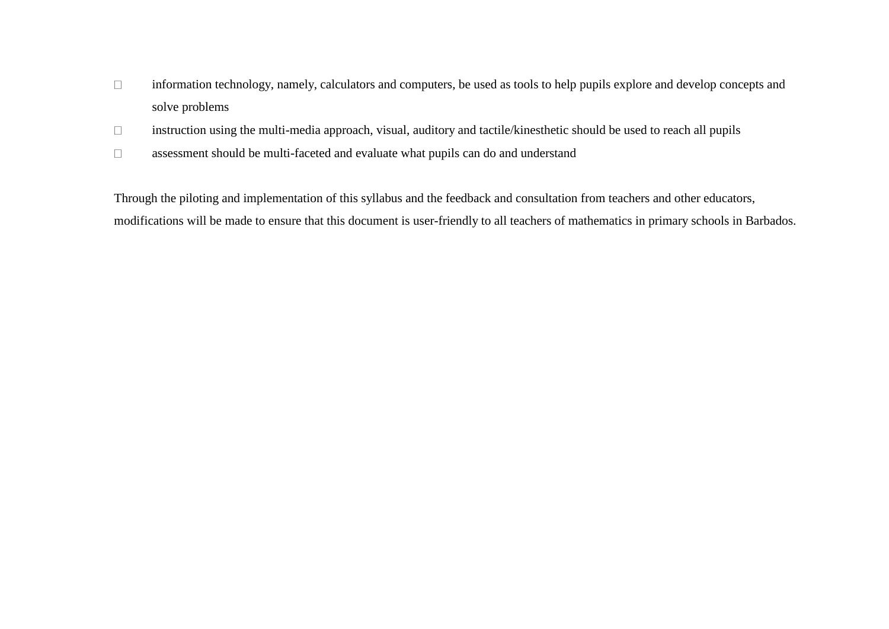- information technology, namely, calculators and computers, be used as tools to help pupils explore and develop concepts and solve problems
- instruction using the multi-media approach, visual, auditory and tactile/kinesthetic should be used to reach all pupils
- assessment should be multi-faceted and evaluate what pupils can do and understand

Through the piloting and implementation of this syllabus and the feedback and consultation from teachers and other educators, modifications will be made to ensure that this document is user-friendly to all teachers of mathematics in primary schools in Barbados.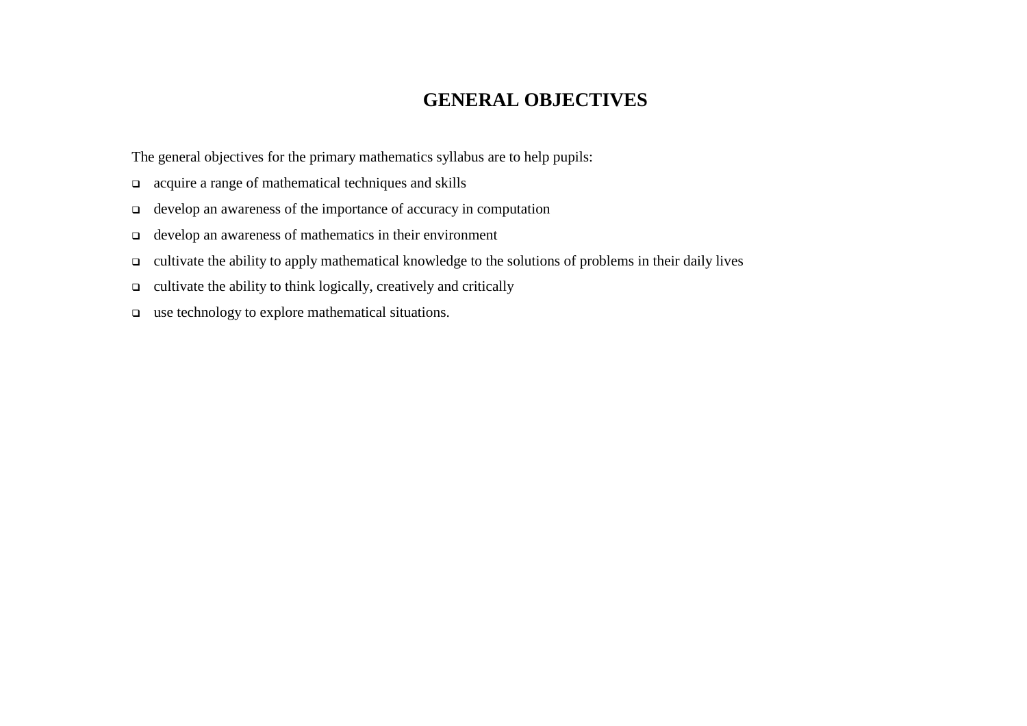# GENERAL OBJECTIVES

The general objectives for the primary mathematics syllabus are to help pupils:

- acquire a range of mathematical techniques and skills
- develop an awareness of the importance of accuracy in computation
- develop an awareness of mathematics in their environment
- cultivate the ability to apply mathematical knowledge to the solutions of problems in their daily lives
- cultivate the ability to think logically, creatively and critically
- use technology to explore mathematical situations.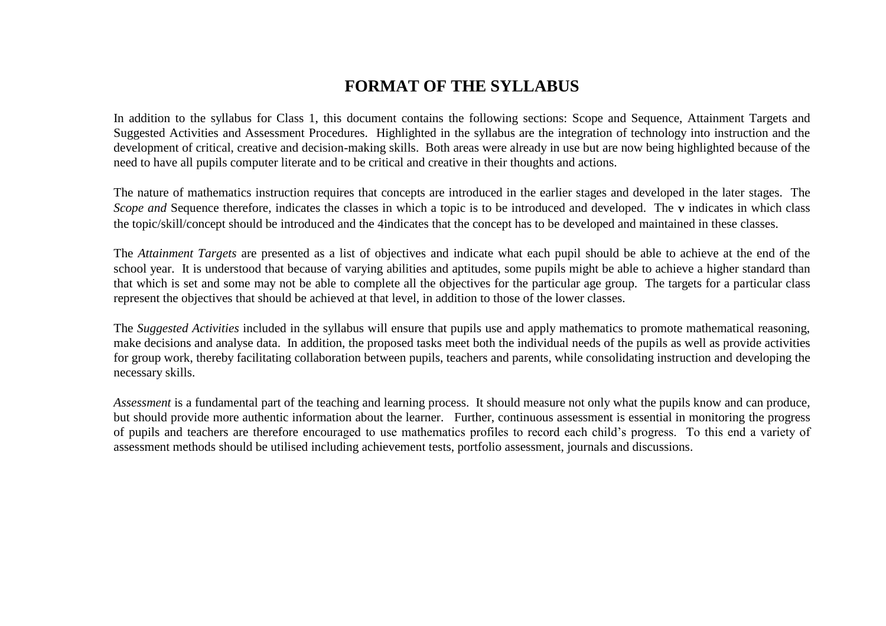# FORMAT OF THE SYLLABUS

In addition to the syllabus for Class 1, this document contains the following sections: Scope and Sequence, Attainment Targets and Suggested Activities and Assessment Procedures. Highlighted in the syllabus are the integration of technology into instruction and the development of critical, creative and decision-making skills. Both areas were already in use but are now being highlighted because of the need to have all pupils computer literate and to be critical and creative in their thoughts and actions.

The nature of mathematics instruction requires that concepts are introduced in the earlier stages and developed in the later stages. The *Scope and* Sequence therefore, indicates the classes in which a topic is to be introduced and developed. The ν indicates in which class the topic/skill/concept should be introduced and the 4indicates that the concept has to be developed and maintained in these classes.

The *Attainment Targets* are presented as a list of objectives and indicate what each pupil should be able to achieve at the end of the school year. It is understood that because of varying abilities and aptitudes, some pupils might be able to achieve a higher standard than that which is set and some may not be able to complete all the objectives for the particular age group. The targets for a particular class represent the objectives that should be achieved at that level, in addition to those of the lower classes.

The *Suggested Activities* included in the syllabus will ensure that pupils use and apply mathematics to promote mathematical reasoning, make decisions and analyse data. In addition, the proposed tasks meet both the individual needs of the pupils as well as provide activities for group work, thereby facilitating collaboration between pupils, teachers and parents, while consolidating instruction and developing the necessary skills.

*Assessment* is a fundamental part of the teaching and learning process. It should measure not only what the pupils know and can produce, but should provide more authentic information about the learner. Further, continuous assessment is essential in monitoring the progress of pupils and teachers are therefore encouraged to use mathematics profiles to record each child's progress. To this end a variety of assessment methods should be utilised including achievement tests, portfolio assessment, journals and discussions.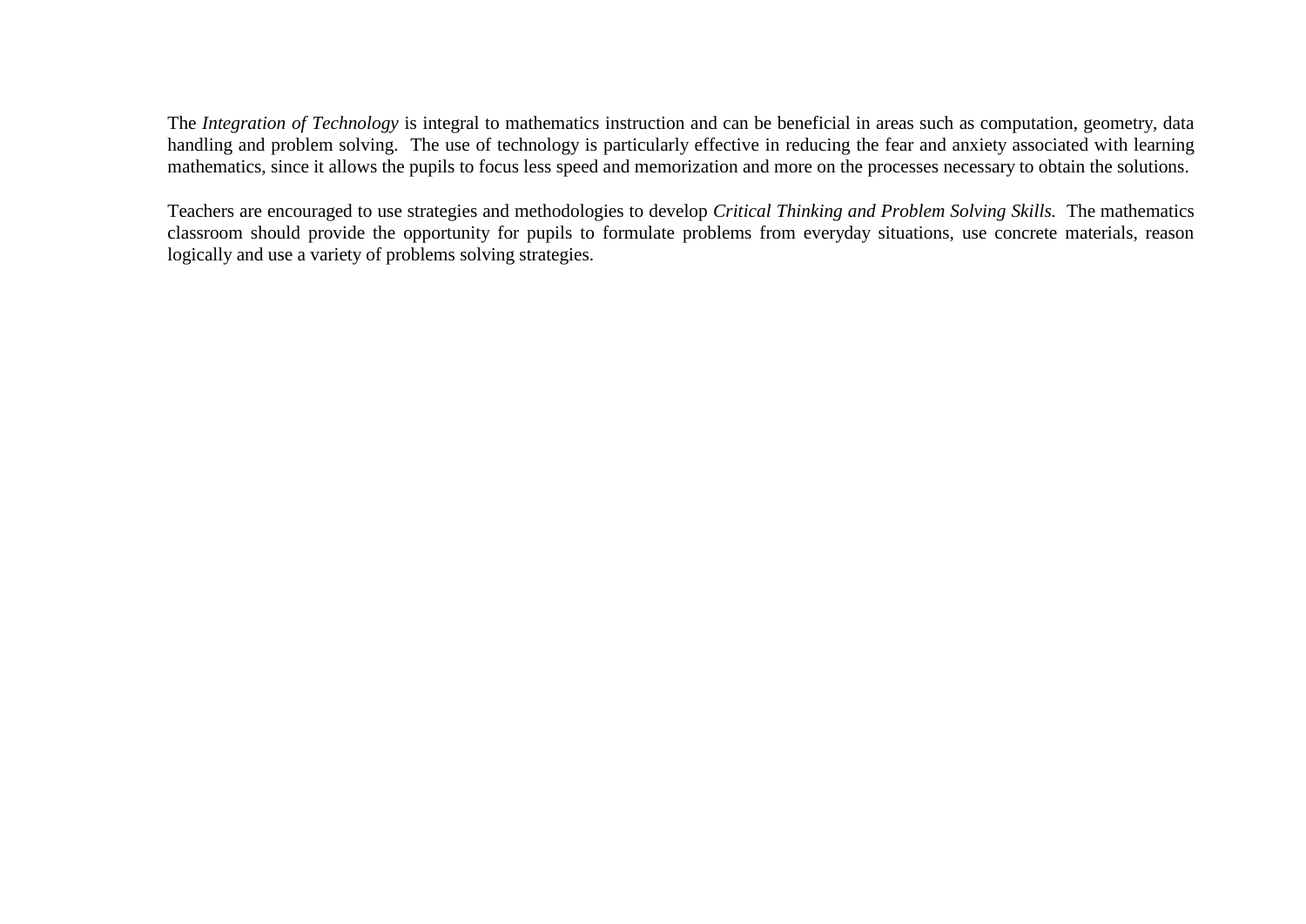The *Integration of Technology* is integral to mathematics instruction and can be beneficial in areas such as computation, geometry, data handling and problem solving. The use of technology is particularly effective in reducing the fear and anxiety associated with learning mathematics, since it allows the pupils to focus less speed and memorization and more on the processes necessary to obtain the solutions.

Teachers are encouraged to use strategies and methodologies to develop *Critical Thinking and Problem Solving Skills.* The mathematics classroom should provide the opportunity for pupils to formulate problems from everyday situations, use concrete materials, reason logically and use a variety of problems solving strategies.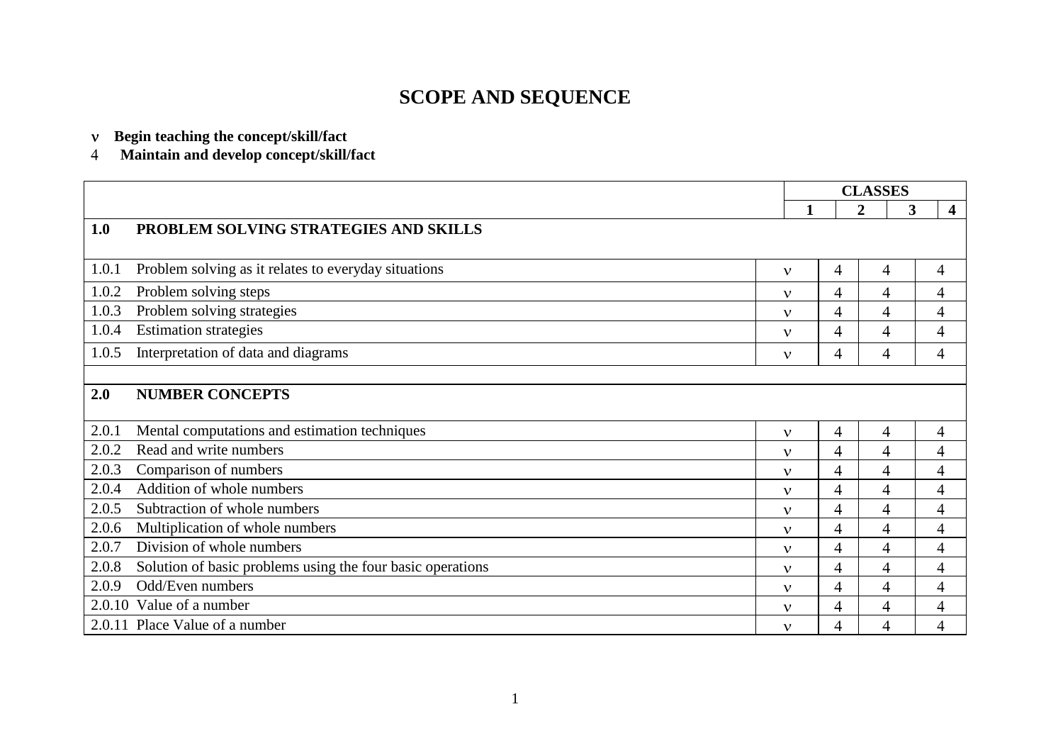# SCOPE AND SEQUENCE

- ν **Begin teaching the concept/skill/fact**
- 4 **Maintain and develop concept/skill/fact**

| | CLASSES | | | |
|---|---|---|---|---|
| | **1** | **2** | **3** | **4** |
| **1.0 PROBLEM SOLVING STRATEGIES AND SKILLS** | | | | |
| 1.0.1 Problem solving as it relates to everyday situations | ν | 4 | 4 | 4 |
| 1.0.2 Problem solving steps | ν | 4 | 4 | 4 |
| 1.0.3 Problem solving strategies | ν | 4 | 4 | 4 |
| 1.0.4 Estimation strategies | ν | 4 | 4 | 4 |
| 1.0.5 Interpretation of data and diagrams | ν | 4 | 4 | 4 |
| | | | | |
| **2.0 NUMBER CONCEPTS** | | | | |
| 2.0.1 Mental computations and estimation techniques | ν | 4 | 4 | 4 |
| 2.0.2 Read and write numbers | ν | 4 | 4 | 4 |
| 2.0.3 Comparison of numbers | ν | 4 | 4 | 4 |
| 2.0.4 Addition of whole numbers | ν | 4 | 4 | 4 |
| 2.0.5 Subtraction of whole numbers | ν | 4 | 4 | 4 |
| 2.0.6 Multiplication of whole numbers | ν | 4 | 4 | 4 |
| 2.0.7 Division of whole numbers | ν | 4 | 4 | 4 |
| 2.0.8 Solution of basic problems using the four basic operations | ν | 4 | 4 | 4 |
| 2.0.9 Odd/Even numbers | ν | 4 | 4 | 4 |
| 2.0.10 Value of a number | ν | 4 | 4 | 4 |
| 2.0.11 Place Value of a number | ν | 4 | 4 | 4 |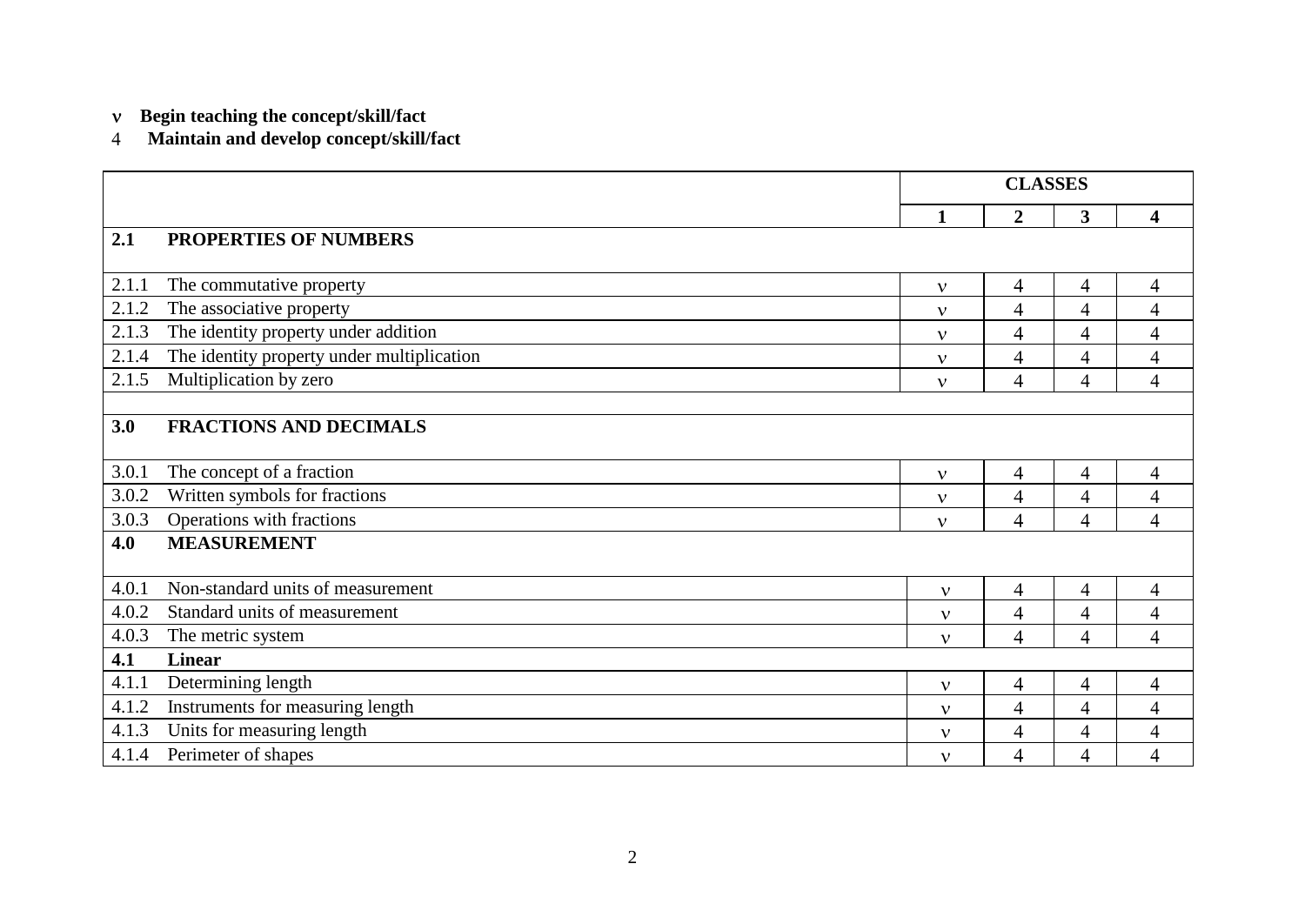ν **Begin teaching the concept/skill/fact**
4 **Maintain and develop concept/skill/fact**

| | CLASSES | | | |
|---|---|---|---|---|
| | **1** | **2** | **3** | **4** |
| **2.1 PROPERTIES OF NUMBERS** | | | | |
| 2.1.1 The commutative property | ν | 4 | 4 | 4 |
| 2.1.2 The associative property | ν | 4 | 4 | 4 |
| 2.1.3 The identity property under addition | ν | 4 | 4 | 4 |
| 2.1.4 The identity property under multiplication | ν | 4 | 4 | 4 |
| 2.1.5 Multiplication by zero | ν | 4 | 4 | 4 |
| | | | | |
| **3.0 FRACTIONS AND DECIMALS** | | | | |
| 3.0.1 The concept of a fraction | ν | 4 | 4 | 4 |
| 3.0.2 Written symbols for fractions | ν | 4 | 4 | 4 |
| 3.0.3 Operations with fractions | ν | 4 | 4 | 4 |
| **4.0 MEASUREMENT** | | | | |
| 4.0.1 Non-standard units of measurement | ν | 4 | 4 | 4 |
| 4.0.2 Standard units of measurement | ν | 4 | 4 | 4 |
| 4.0.3 The metric system | ν | 4 | 4 | 4 |
| **4.1 Linear** | | | | |
| 4.1.1 Determining length | ν | 4 | 4 | 4 |
| 4.1.2 Instruments for measuring length | ν | 4 | 4 | 4 |
| 4.1.3 Units for measuring length | ν | 4 | 4 | 4 |
| 4.1.4 Perimeter of shapes | ν | 4 | 4 | 4 |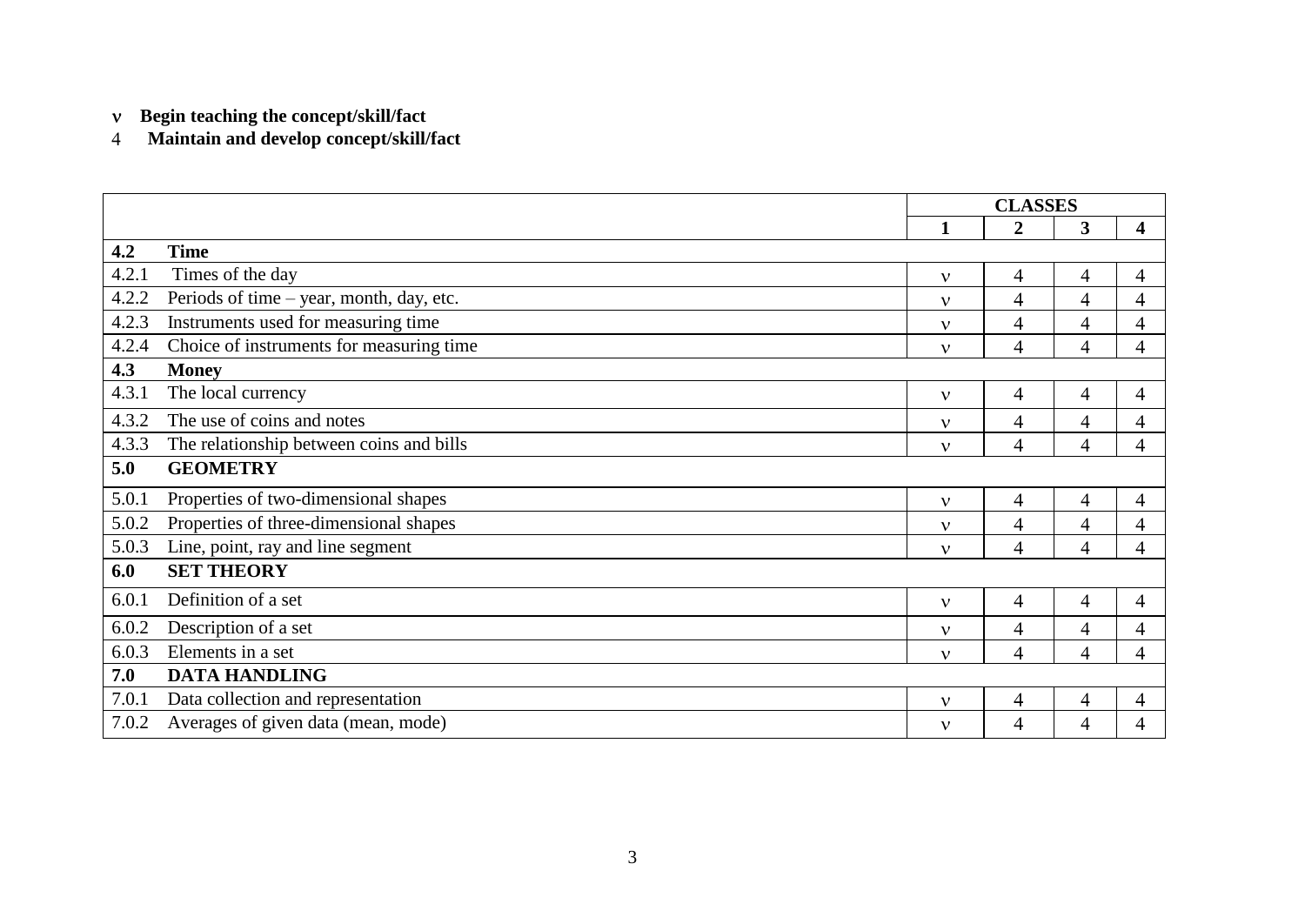ν **Begin teaching the concept/skill/fact**
4 **Maintain and develop concept/skill/fact**

| | | CLASSES | | | |
|---|---|---|---|---|---|
| | | **1** | **2** | **3** | **4** |
| **4.2** | **Time** | | | | |
| 4.2.1 | Times of the day | ν | 4 | 4 | 4 |
| 4.2.2 | Periods of time – year, month, day, etc. | ν | 4 | 4 | 4 |
| 4.2.3 | Instruments used for measuring time | ν | 4 | 4 | 4 |
| 4.2.4 | Choice of instruments for measuring time | ν | 4 | 4 | 4 |
| **4.3** | **Money** | | | | |
| 4.3.1 | The local currency | ν | 4 | 4 | 4 |
| 4.3.2 | The use of coins and notes | ν | 4 | 4 | 4 |
| 4.3.3 | The relationship between coins and bills | ν | 4 | 4 | 4 |
| **5.0** | **GEOMETRY** | | | | |
| 5.0.1 | Properties of two-dimensional shapes | ν | 4 | 4 | 4 |
| 5.0.2 | Properties of three-dimensional shapes | ν | 4 | 4 | 4 |
| 5.0.3 | Line, point, ray and line segment | ν | 4 | 4 | 4 |
| **6.0** | **SET THEORY** | | | | |
| 6.0.1 | Definition of a set | ν | 4 | 4 | 4 |
| 6.0.2 | Description of a set | ν | 4 | 4 | 4 |
| 6.0.3 | Elements in a set | ν | 4 | 4 | 4 |
| **7.0** | **DATA HANDLING** | | | | |
| 7.0.1 | Data collection and representation | ν | 4 | 4 | 4 |
| 7.0.2 | Averages of given data (mean, mode) | ν | 4 | 4 | 4 |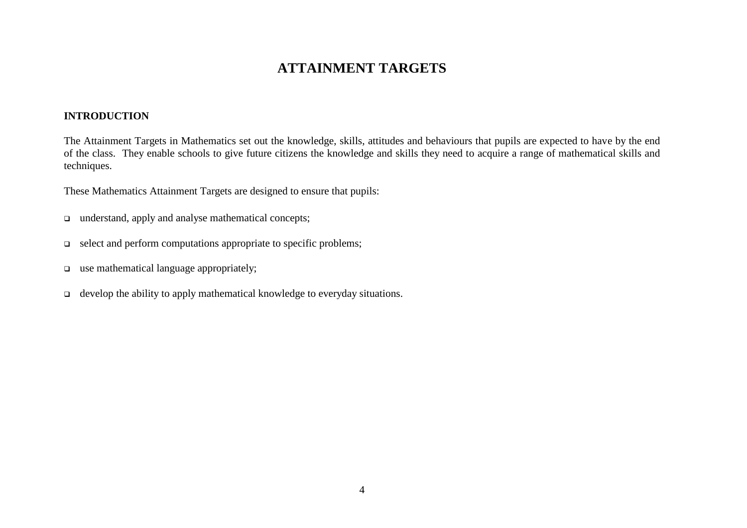# ATTAINMENT TARGETS

## INTRODUCTION

The Attainment Targets in Mathematics set out the knowledge, skills, attitudes and behaviours that pupils are expected to have by the end of the class. They enable schools to give future citizens the knowledge and skills they need to acquire a range of mathematical skills and techniques.

These Mathematics Attainment Targets are designed to ensure that pupils:

- understand, apply and analyse mathematical concepts;
- select and perform computations appropriate to specific problems;
- use mathematical language appropriately;
- develop the ability to apply mathematical knowledge to everyday situations.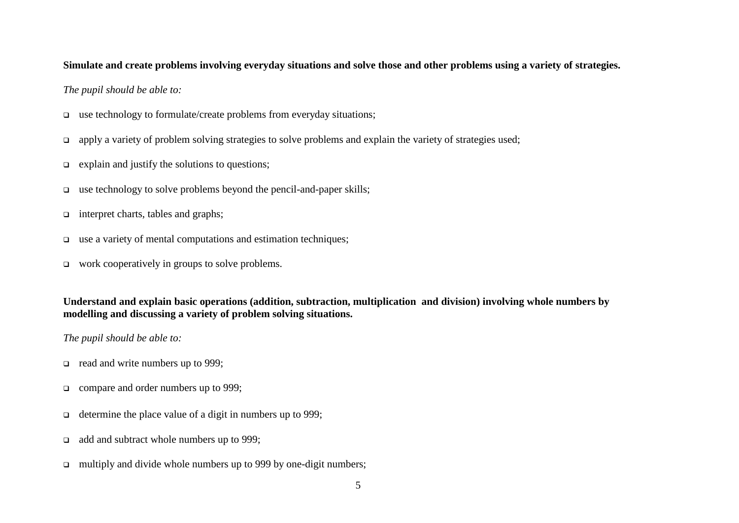**Simulate and create problems involving everyday situations and solve those and other problems using a variety of strategies.**

*The pupil should be able to:*

- use technology to formulate/create problems from everyday situations;
- apply a variety of problem solving strategies to solve problems and explain the variety of strategies used;
- explain and justify the solutions to questions;
- use technology to solve problems beyond the pencil-and-paper skills;
- interpret charts, tables and graphs;
- use a variety of mental computations and estimation techniques;
- work cooperatively in groups to solve problems.

**Understand and explain basic operations (addition, subtraction, multiplication and division) involving whole numbers by modelling and discussing a variety of problem solving situations.**

*The pupil should be able to:*

- read and write numbers up to 999;
- compare and order numbers up to 999;
- determine the place value of a digit in numbers up to 999;
- add and subtract whole numbers up to 999;
- multiply and divide whole numbers up to 999 by one-digit numbers;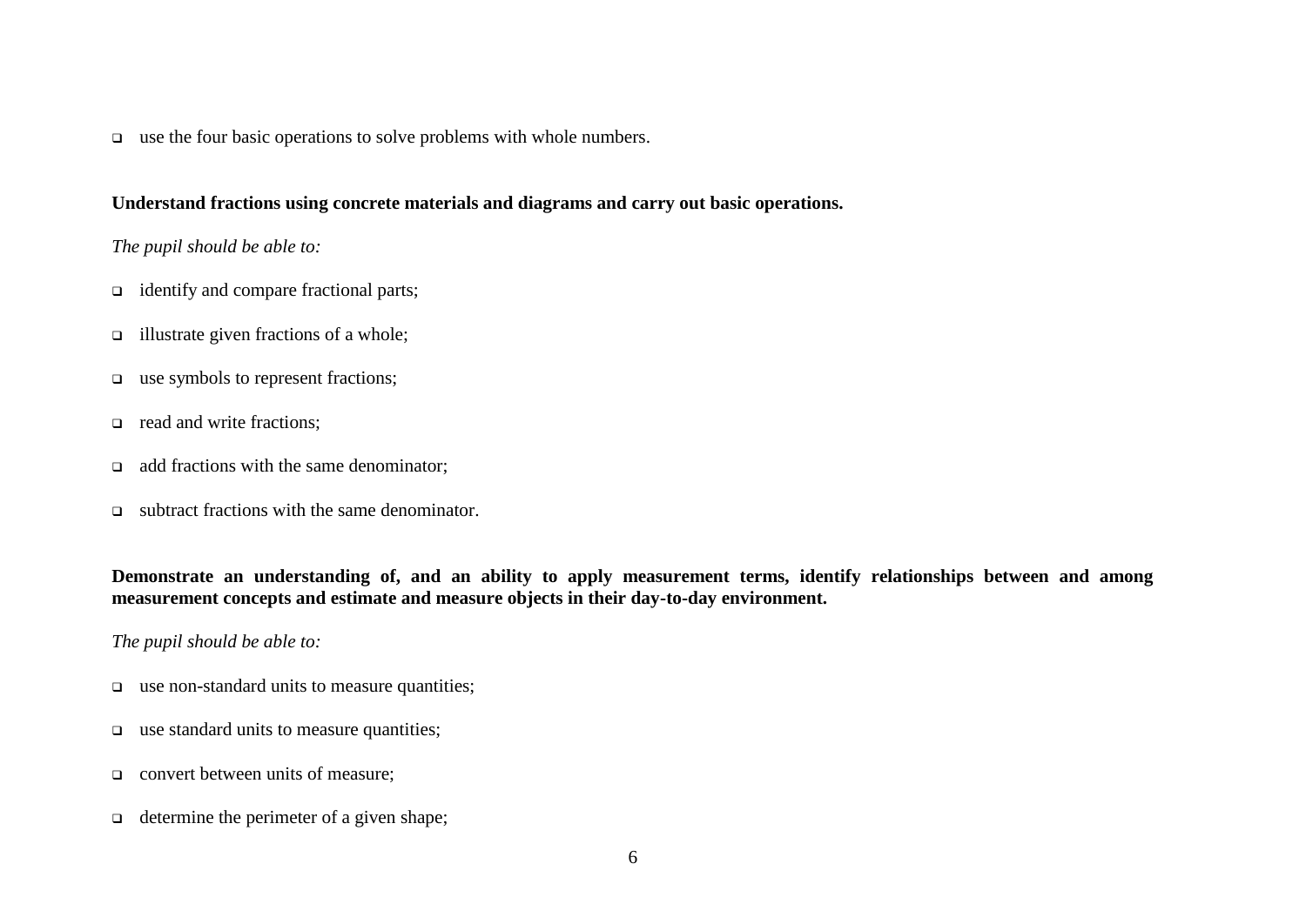- use the four basic operations to solve problems with whole numbers.

**Understand fractions using concrete materials and diagrams and carry out basic operations.**

*The pupil should be able to:*

- identify and compare fractional parts;
- illustrate given fractions of a whole;
- use symbols to represent fractions;
- read and write fractions;
- add fractions with the same denominator;
- subtract fractions with the same denominator.

**Demonstrate an understanding of, and an ability to apply measurement terms, identify relationships between and among measurement concepts and estimate and measure objects in their day-to-day environment.**

*The pupil should be able to:*

- use non-standard units to measure quantities;
- use standard units to measure quantities;
- convert between units of measure;
- determine the perimeter of a given shape;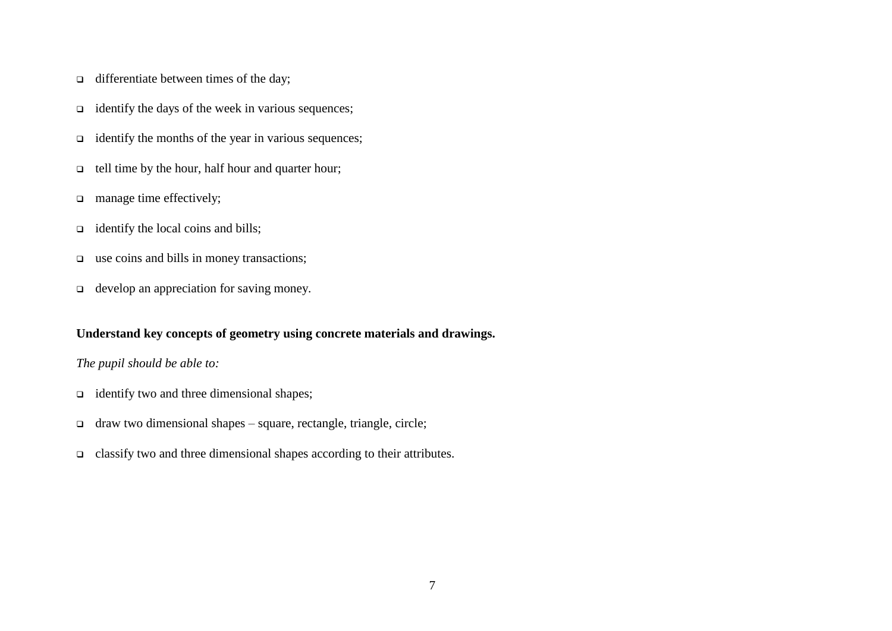- differentiate between times of the day;
- identify the days of the week in various sequences;
- identify the months of the year in various sequences;
- tell time by the hour, half hour and quarter hour;
- manage time effectively;
- identify the local coins and bills;
- use coins and bills in money transactions;
- develop an appreciation for saving money.

**Understand key concepts of geometry using concrete materials and drawings.**

*The pupil should be able to:*

- identify two and three dimensional shapes;
- draw two dimensional shapes – square, rectangle, triangle, circle;
- classify two and three dimensional shapes according to their attributes.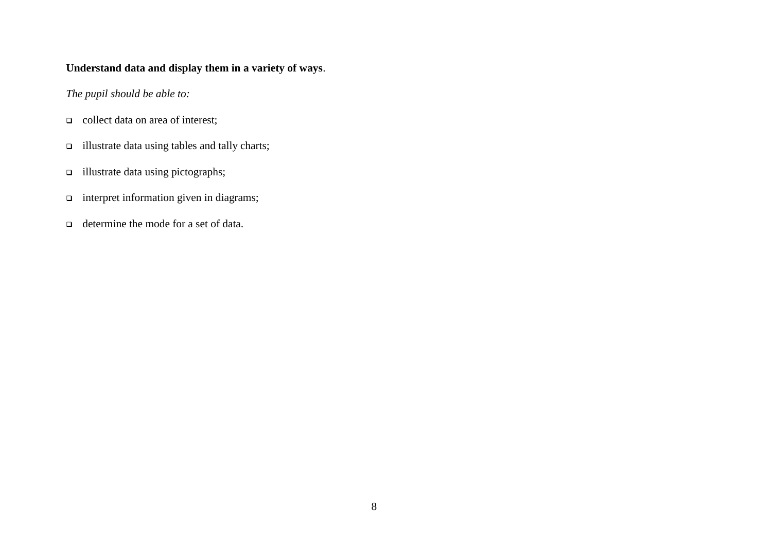**Understand data and display them in a variety of ways**.

*The pupil should be able to:*

- collect data on area of interest;
- illustrate data using tables and tally charts;
- illustrate data using pictographs;
- interpret information given in diagrams;
- determine the mode for a set of data.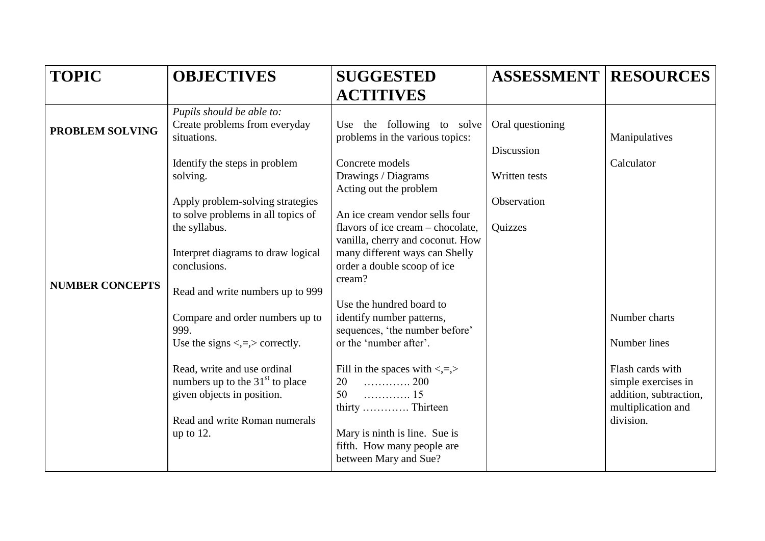| TOPIC | OBJECTIVES | SUGGESTED ACTITIVES | ASSESSMENT | RESOURCES |
|---|---|---|---|---|
| **PROBLEM SOLVING** | *Pupils should be able to:*<br>Create problems from everyday situations.<br><br>Identify the steps in problem solving.<br><br>Apply problem-solving strategies to solve problems in all topics of the syllabus.<br><br>Interpret diagrams to draw logical conclusions. | Use the following to solve problems in the various topics:<br><br>Concrete models<br>Drawings / Diagrams<br>Acting out the problem<br><br>An ice cream vendor sells four flavors of ice cream – chocolate, vanilla, cherry and coconut. How many different ways can Shelly order a double scoop of ice cream? | Oral questioning<br><br>Discussion<br><br>Written tests<br><br>Observation<br><br>Quizzes | Manipulatives<br><br>Calculator |
| **NUMBER CONCEPTS** | Read and write numbers up to 999<br><br>Compare and order numbers up to 999.<br>Use the signs <,=,> correctly.<br><br>Read, write and use ordinal numbers up to the 31st to place given objects in position.<br><br>Read and write Roman numerals up to 12. | Use the hundred board to identify number patterns, sequences, 'the number before' or the 'number after'.<br><br>Fill in the spaces with <,=,><br>20 …………. 200<br>50 …………. 15<br>thirty …………. Thirteen<br><br>Mary is ninth is line. Sue is fifth. How many people are between Mary and Sue? | | Number charts<br><br>Number lines<br><br>Flash cards with simple exercises in addition, subtraction, multiplication and division. |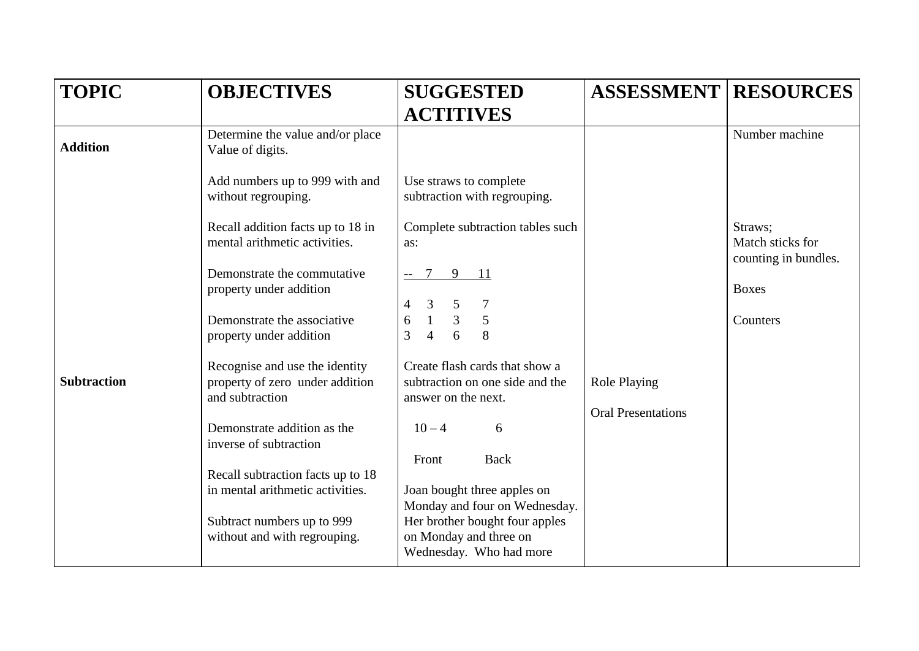| TOPIC | OBJECTIVES | SUGGESTED ACTITIVES | ASSESSMENT | RESOURCES |
|---|---|---|---|---|
| **Addition** | Determine the value and/or place Value of digits. | | | Number machine |
| | Add numbers up to 999 with and without regrouping. | Use straws to complete subtraction with regrouping. | | |
| | Recall addition facts up to 18 in mental arithmetic activities. | Complete subtraction tables such as: | | Straws;<br>Match sticks for counting in bundles. |
| | Demonstrate the commutative property under addition | -- 7 9 11<br><br>4 3 5 7<br>6 1 3 5<br>3 4 6 8 | | Boxes |
| | Demonstrate the associative property under addition | | | Counters |
| **Subtraction** | Recognise and use the identity property of zero under addition and subtraction | Create flash cards that show a subtraction on one side and the answer on the next. | Role Playing<br><br>Oral Presentations | |
| | Demonstrate addition as the inverse of subtraction | 10 – 4 &nbsp;&nbsp;&nbsp; 6<br><br>Front &nbsp;&nbsp;&nbsp; Back | | |
| | Recall subtraction facts up to 18 in mental arithmetic activities. | Joan bought three apples on Monday and four on Wednesday. | | |
| | Subtract numbers up to 999 without and with regrouping. | Her brother bought four apples on Monday and three on Wednesday. Who had more | | |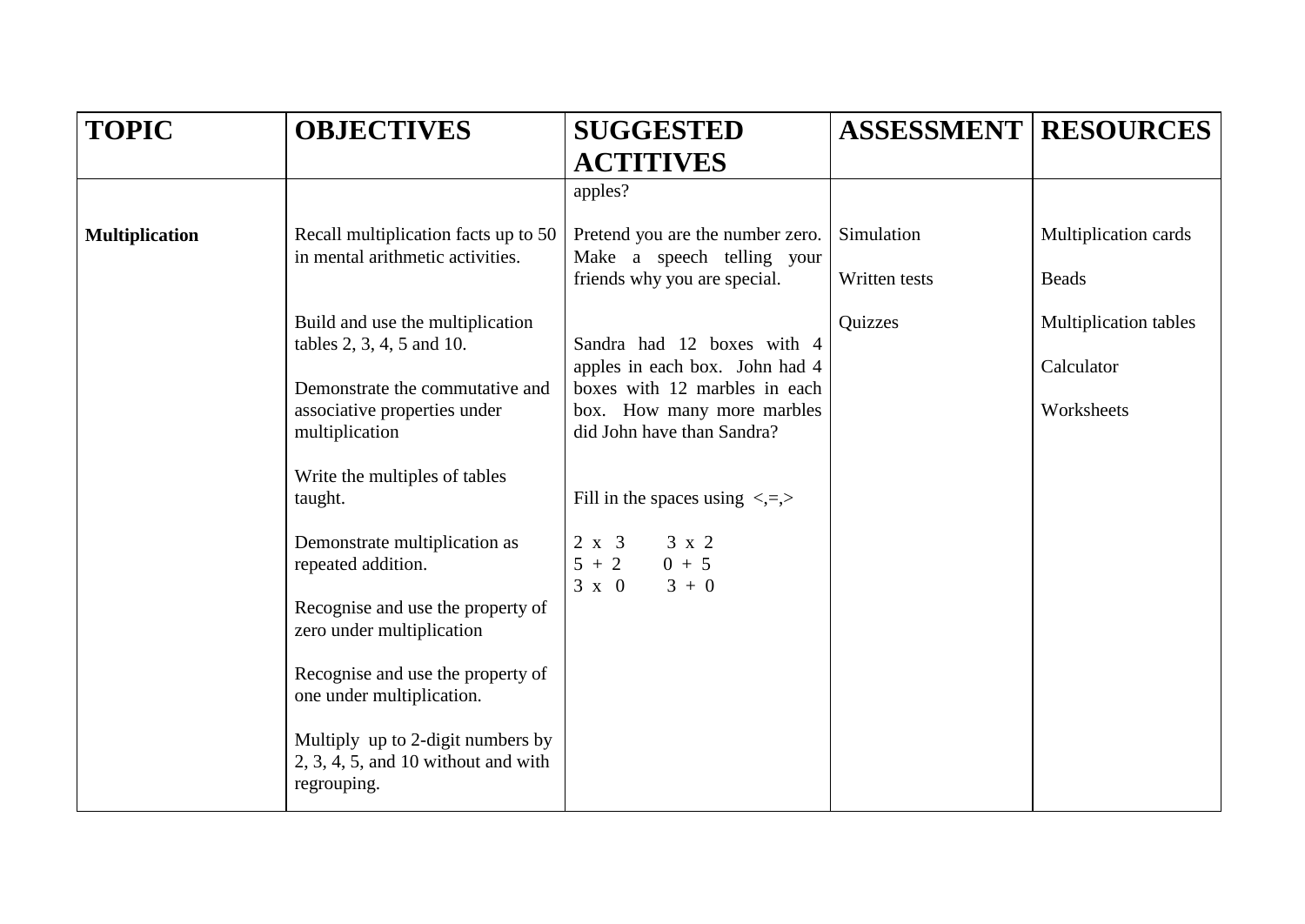| TOPIC | OBJECTIVES | SUGGESTED ACTITIVES | ASSESSMENT | RESOURCES |
|---|---|---|---|---|
| | | apples? | | |
| **Multiplication** | Recall multiplication facts up to 50 in mental arithmetic activities.<br><br>Build and use the multiplication tables 2, 3, 4, 5 and 10.<br><br>Demonstrate the commutative and associative properties under multiplication<br><br>Write the multiples of tables taught.<br><br>Demonstrate multiplication as repeated addition.<br><br>Recognise and use the property of zero under multiplication<br><br>Recognise and use the property of one under multiplication.<br><br>Multiply up to 2-digit numbers by 2, 3, 4, 5, and 10 without and with regrouping. | Pretend you are the number zero. Make a speech telling your friends why you are special.<br><br>Sandra had 12 boxes with 4 apples in each box. John had 4 boxes with 12 marbles in each box. How many more marbles did John have than Sandra?<br><br>Fill in the spaces using <,=,><br><br>2 x 3 &nbsp;&nbsp;&nbsp; 3 x 2<br>5 + 2 &nbsp;&nbsp;&nbsp; 0 + 5<br>3 x 0 &nbsp;&nbsp;&nbsp; 3 + 0 | Simulation<br><br>Written tests<br><br>Quizzes | Multiplication cards<br><br>Beads<br><br>Multiplication tables<br><br>Calculator<br><br>Worksheets |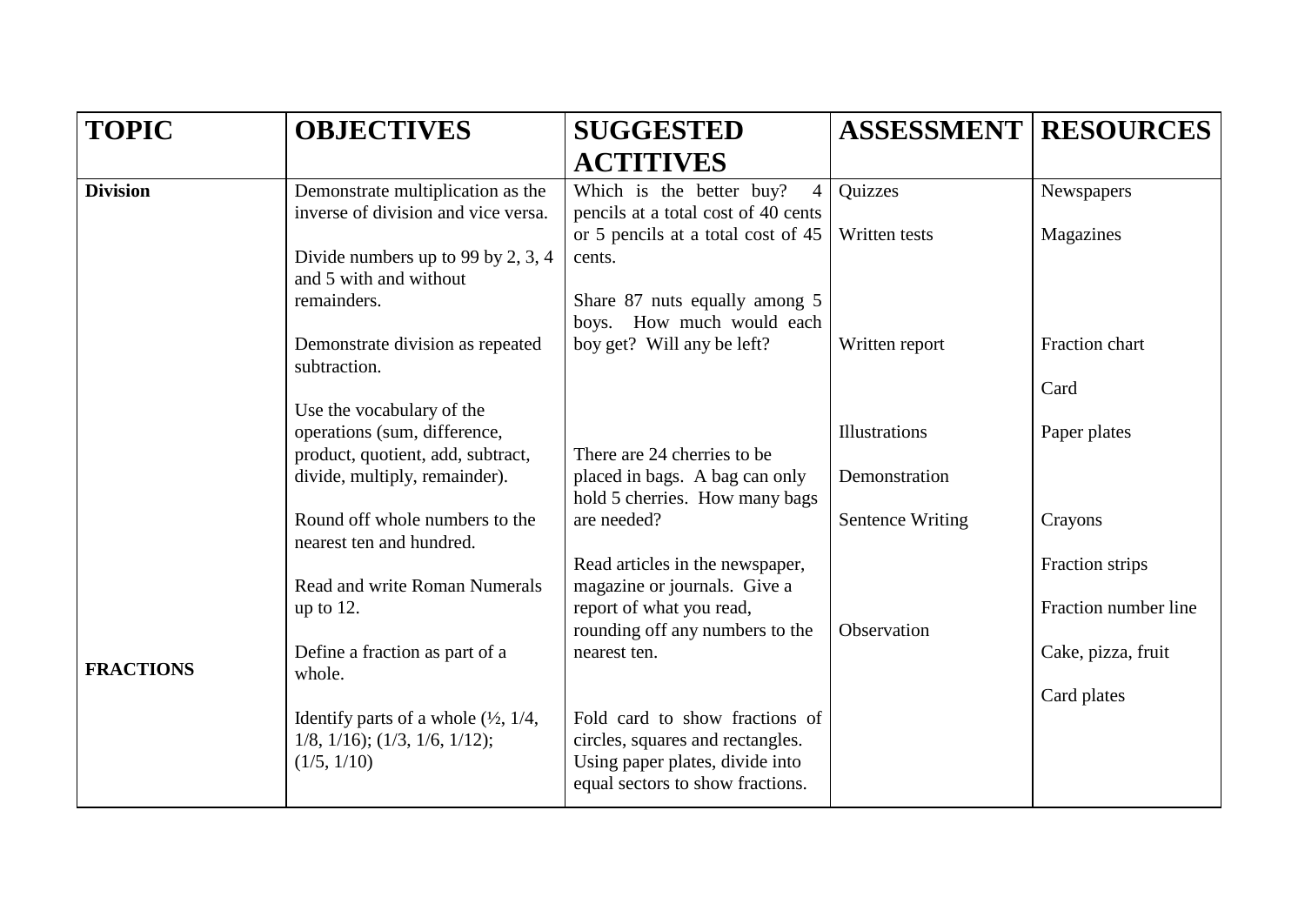| TOPIC | OBJECTIVES | SUGGESTED ACTITIVES | ASSESSMENT | RESOURCES |
|---|---|---|---|---|
| **Division** | Demonstrate multiplication as the inverse of division and vice versa.<br><br>Divide numbers up to 99 by 2, 3, 4 and 5 with and without remainders.<br><br>Demonstrate division as repeated subtraction.<br><br>Use the vocabulary of the operations (sum, difference, product, quotient, add, subtract, divide, multiply, remainder).<br><br>Round off whole numbers to the nearest ten and hundred.<br><br>Read and write Roman Numerals up to 12. | Which is the better buy? 4 pencils at a total cost of 40 cents or 5 pencils at a total cost of 45 cents.<br><br>Share 87 nuts equally among 5 boys. How much would each boy get? Will any be left?<br><br>There are 24 cherries to be placed in bags. A bag can only hold 5 cherries. How many bags are needed?<br><br>Read articles in the newspaper, magazine or journals. Give a report of what you read, rounding off any numbers to the nearest ten. | Quizzes<br><br>Written tests<br><br>Written report<br><br>Illustrations<br><br>Demonstration<br><br>Sentence Writing<br><br>Observation | Newspapers<br><br>Magazines<br><br>Fraction chart<br><br>Card<br><br>Paper plates<br><br>Crayons<br><br>Fraction strips<br><br>Fraction number line<br><br>Cake, pizza, fruit<br><br>Card plates |
| **FRACTIONS** | Define a fraction as part of a whole.<br><br>Identify parts of a whole (½, 1/4, 1/8, 1/16); (1/3, 1/6, 1/12); (1/5, 1/10) | Fold card to show fractions of circles, squares and rectangles. Using paper plates, divide into equal sectors to show fractions. | | |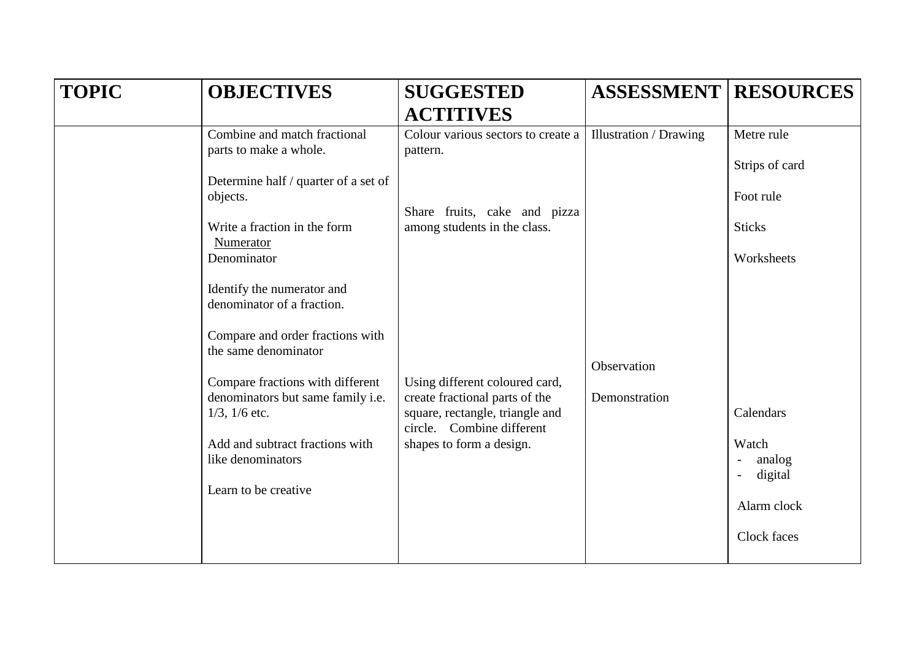| TOPIC | OBJECTIVES | SUGGESTED ACTITIVES | ASSESSMENT | RESOURCES |
|---|---|---|---|---|
| | Combine and match fractional parts to make a whole.<br><br>Determine half / quarter of a set of objects.<br><br>Write a fraction in the form $\frac{\text{Numerator}}{\text{Denominator}}$<br><br>Identify the numerator and denominator of a fraction.<br><br>Compare and order fractions with the same denominator<br><br>Compare fractions with different denominators but same family i.e. 1/3, 1/6 etc.<br><br>Add and subtract fractions with like denominators<br><br>Learn to be creative | Colour various sectors to create a pattern.<br><br>Share fruits, cake and pizza among students in the class.<br><br>Using different coloured card, create fractional parts of the square, rectangle, triangle and circle. Combine different shapes to form a design. | Illustration / Drawing<br><br>Observation<br><br>Demonstration | Metre rule<br><br>Strips of card<br><br>Foot rule<br><br>Sticks<br><br>Worksheets<br><br>Calendars<br><br>Watch<br>- analog<br>- digital<br><br>Alarm clock<br><br>Clock faces |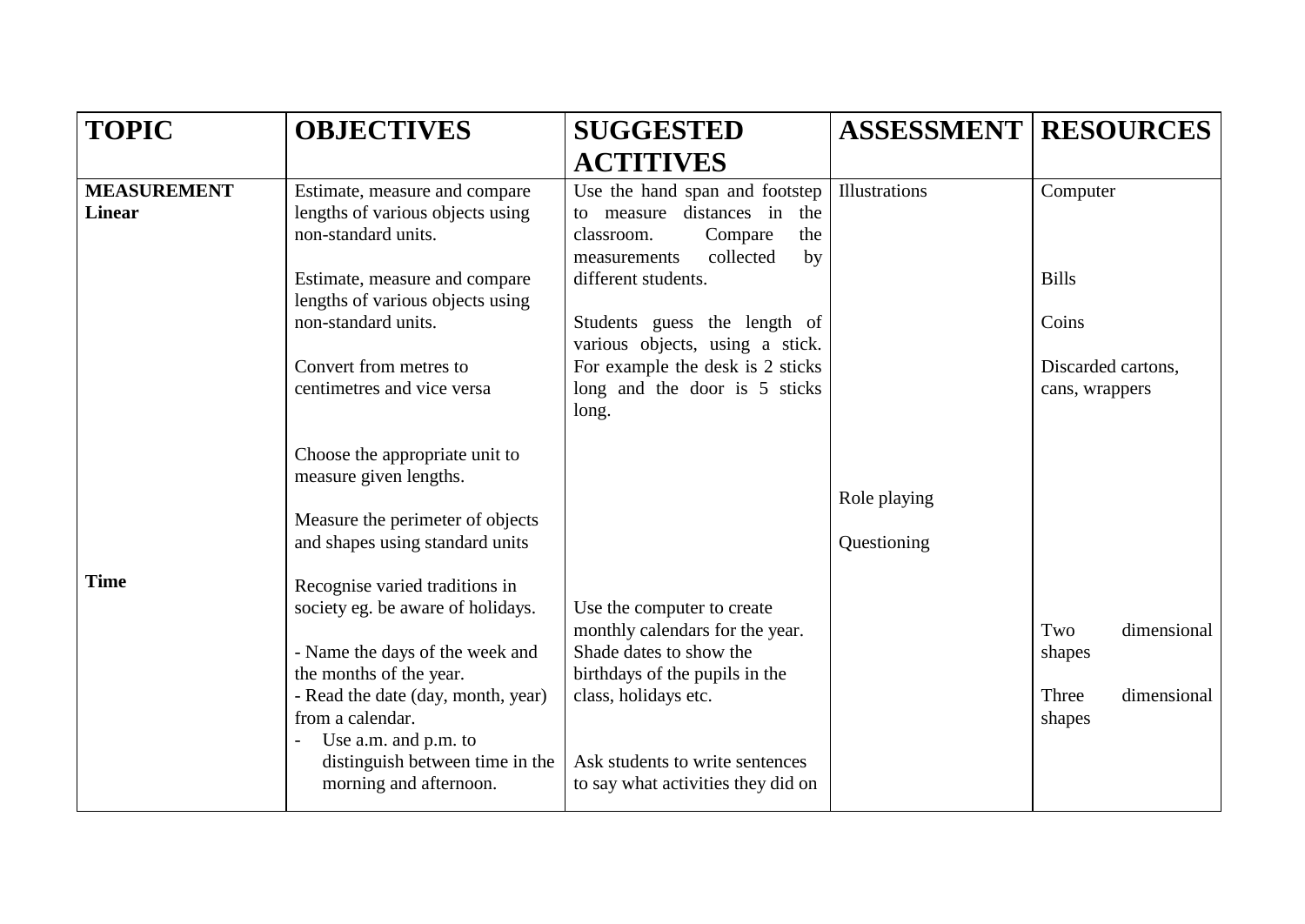| TOPIC | OBJECTIVES | SUGGESTED ACTITIVES | ASSESSMENT | RESOURCES |
| --- | --- | --- | --- | --- |
| **MEASUREMENT**<br>**Linear** | Estimate, measure and compare lengths of various objects using non-standard units.<br><br>Estimate, measure and compare lengths of various objects using non-standard units.<br><br>Convert from metres to centimetres and vice versa<br><br>Choose the appropriate unit to measure given lengths.<br><br>Measure the perimeter of objects and shapes using standard units | Use the hand span and footstep to measure distances in the classroom. Compare the measurements collected by different students.<br><br>Students guess the length of various objects, using a stick. For example the desk is 2 sticks long and the door is 5 sticks long. | Illustrations<br><br>Role playing<br><br>Questioning | Computer<br><br>Bills<br><br>Coins<br><br>Discarded cartons, cans, wrappers |
| **Time** | Recognise varied traditions in society eg. be aware of holidays.<br><br>- Name the days of the week and the months of the year.<br>- Read the date (day, month, year) from a calendar.<br>- Use a.m. and p.m. to distinguish between time in the morning and afternoon. | Use the computer to create monthly calendars for the year. Shade dates to show the birthdays of the pupils in the class, holidays etc.<br><br>Ask students to write sentences to say what activities they did on | | Two dimensional shapes<br><br>Three dimensional shapes |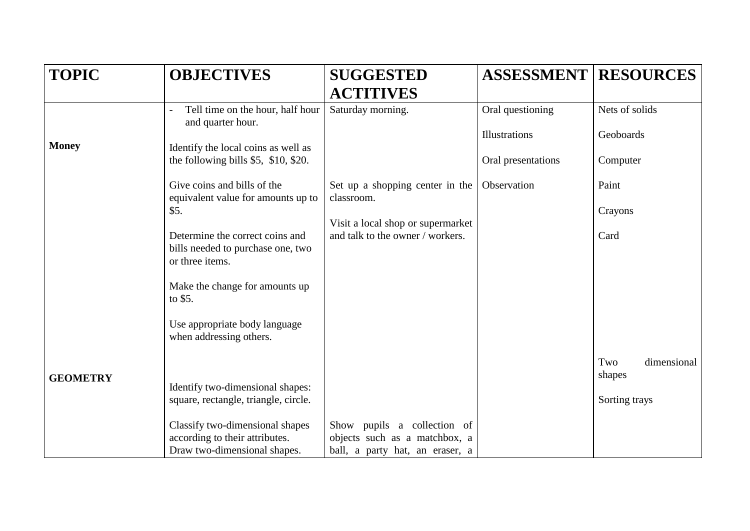| TOPIC | OBJECTIVES | SUGGESTED ACTITIVES | ASSESSMENT | RESOURCES |
|---|---|---|---|---|
| | - Tell time on the hour, half hour and quarter hour. | Saturday morning. | Oral questioning | Nets of solids |
| | | | Illustrations | Geoboards |
| **Money** | Identify the local coins as well as the following bills $5, $10, $20. | | Oral presentations | Computer |
| | Give coins and bills of the equivalent value for amounts up to $5. | Set up a shopping center in the classroom. | Observation | Paint |
| | | Visit a local shop or supermarket and talk to the owner / workers. | | Crayons |
| | Determine the correct coins and bills needed to purchase one, two or three items. | | | Card |
| | Make the change for amounts up to $5. | | | |
| | Use appropriate body language when addressing others. | | | |
| **GEOMETRY** | | | | Two dimensional shapes |
| | Identify two-dimensional shapes: square, rectangle, triangle, circle. | | | Sorting trays |
| | Classify two-dimensional shapes according to their attributes. Draw two-dimensional shapes. | Show pupils a collection of objects such as a matchbox, a ball, a party hat, an eraser, a | | |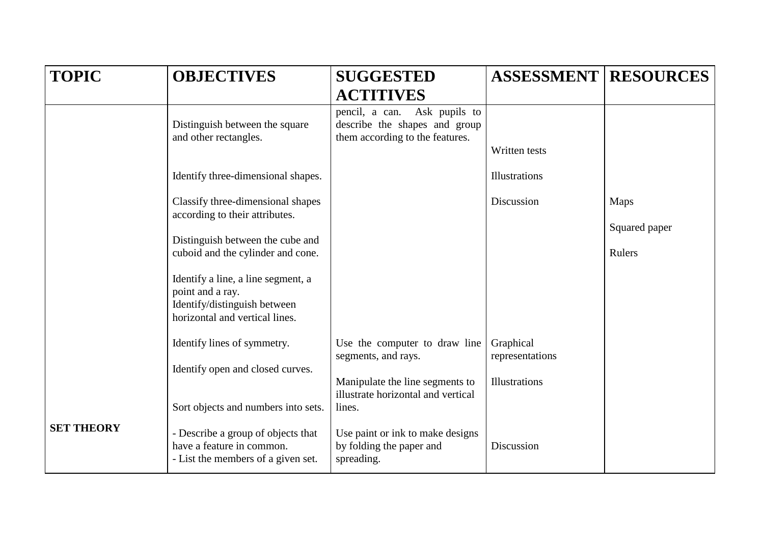| TOPIC | OBJECTIVES | SUGGESTED ACTITIVES | ASSESSMENT | RESOURCES |
|---|---|---|---|---|
| | Distinguish between the square and other rectangles. | pencil, a can. Ask pupils to describe the shapes and group them according to the features. | Written tests | |
| | Identify three-dimensional shapes. | | Illustrations | |
| | Classify three-dimensional shapes according to their attributes. | | Discussion | Maps |
| | Distinguish between the cube and cuboid and the cylinder and cone. | | | Squared paper<br>Rulers |
| | Identify a line, a line segment, a point and a ray.<br>Identify/distinguish between horizontal and vertical lines. | | | |
| | Identify lines of symmetry. | Use the computer to draw line segments, and rays. | Graphical representations | |
| | Identify open and closed curves. | Manipulate the line segments to illustrate horizontal and vertical lines. | Illustrations | |
| | Sort objects and numbers into sets. | | | |
| **SET THEORY** | - Describe a group of objects that have a feature in common.<br>- List the members of a given set. | Use paint or ink to make designs by folding the paper and spreading. | Discussion | |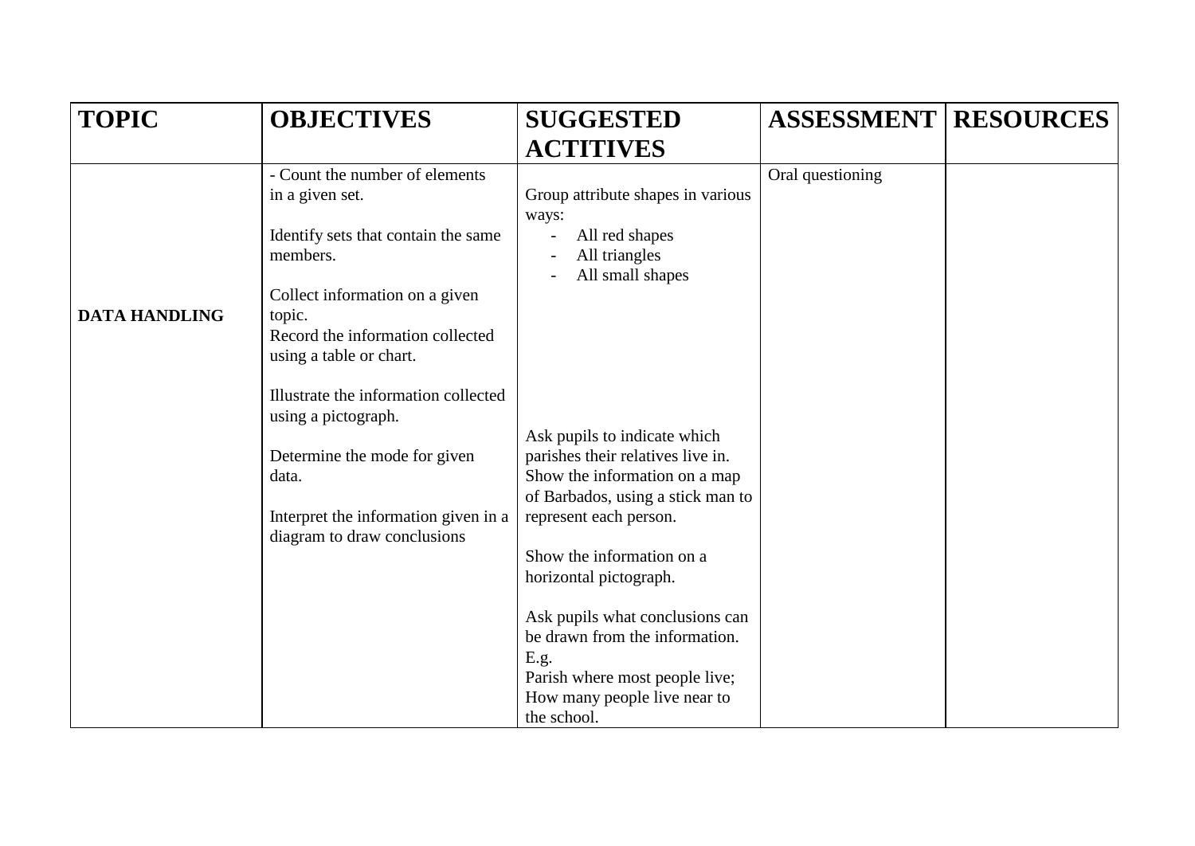| TOPIC | OBJECTIVES | SUGGESTED ACTITIVES | ASSESSMENT | RESOURCES |
|---|---|---|---|---|
| DATA HANDLING | - Count the number of elements in a given set.<br><br>Identify sets that contain the same members.<br><br>Collect information on a given topic.<br>Record the information collected using a table or chart.<br><br>Illustrate the information collected using a pictograph.<br><br>Determine the mode for given data.<br><br>Interpret the information given in a diagram to draw conclusions | Group attribute shapes in various ways:<br>- All red shapes<br>- All triangles<br>- All small shapes<br><br>Ask pupils to indicate which parishes their relatives live in. Show the information on a map of Barbados, using a stick man to represent each person.<br><br>Show the information on a horizontal pictograph.<br><br>Ask pupils what conclusions can be drawn from the information. E.g.<br>Parish where most people live;<br>How many people live near to the school. | Oral questioning | |